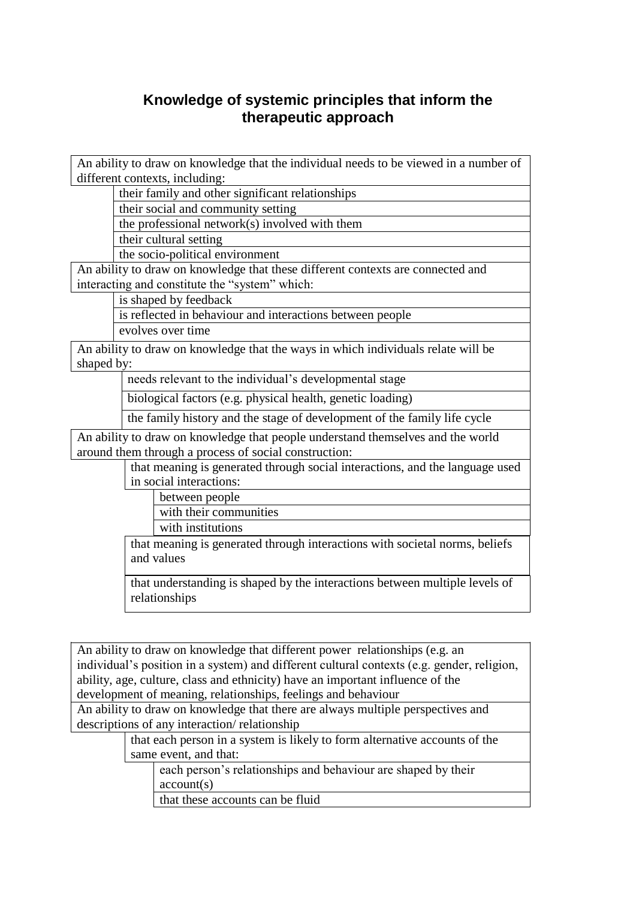# Knowledge of systemic principles that inform the therapeutic approach

- An ability to draw on knowledge that the individual needs to be viewed in a number of different contexts, including:
  - their family and other significant relationships
  - their social and community setting
  - the professional network(s) involved with them
  - their cultural setting
  - the socio-political environment
- An ability to draw on knowledge that these different contexts are connected and interacting and constitute the "system" which:
  - is shaped by feedback
  - is reflected in behaviour and interactions between people
  - evolves over time
- An ability to draw on knowledge that the ways in which individuals relate will be shaped by:
  - needs relevant to the individual's developmental stage
  - biological factors (e.g. physical health, genetic loading)
  - the family history and the stage of development of the family life cycle
- An ability to draw on knowledge that people understand themselves and the world around them through a process of social construction:
  - that meaning is generated through social interactions, and the language used in social interactions:
    - between people
    - with their communities
    - with institutions
  - that meaning is generated through interactions with societal norms, beliefs and values
  - that understanding is shaped by the interactions between multiple levels of relationships

- An ability to draw on knowledge that different power relationships (e.g. an individual's position in a system) and different cultural contexts (e.g. gender, religion, ability, age, culture, class and ethnicity) have an important influence of the development of meaning, relationships, feelings and behaviour
- An ability to draw on knowledge that there are always multiple perspectives and descriptions of any interaction/ relationship
  - that each person in a system is likely to form alternative accounts of the same event, and that:
    - each person's relationships and behaviour are shaped by their account(s)
    - that these accounts can be fluid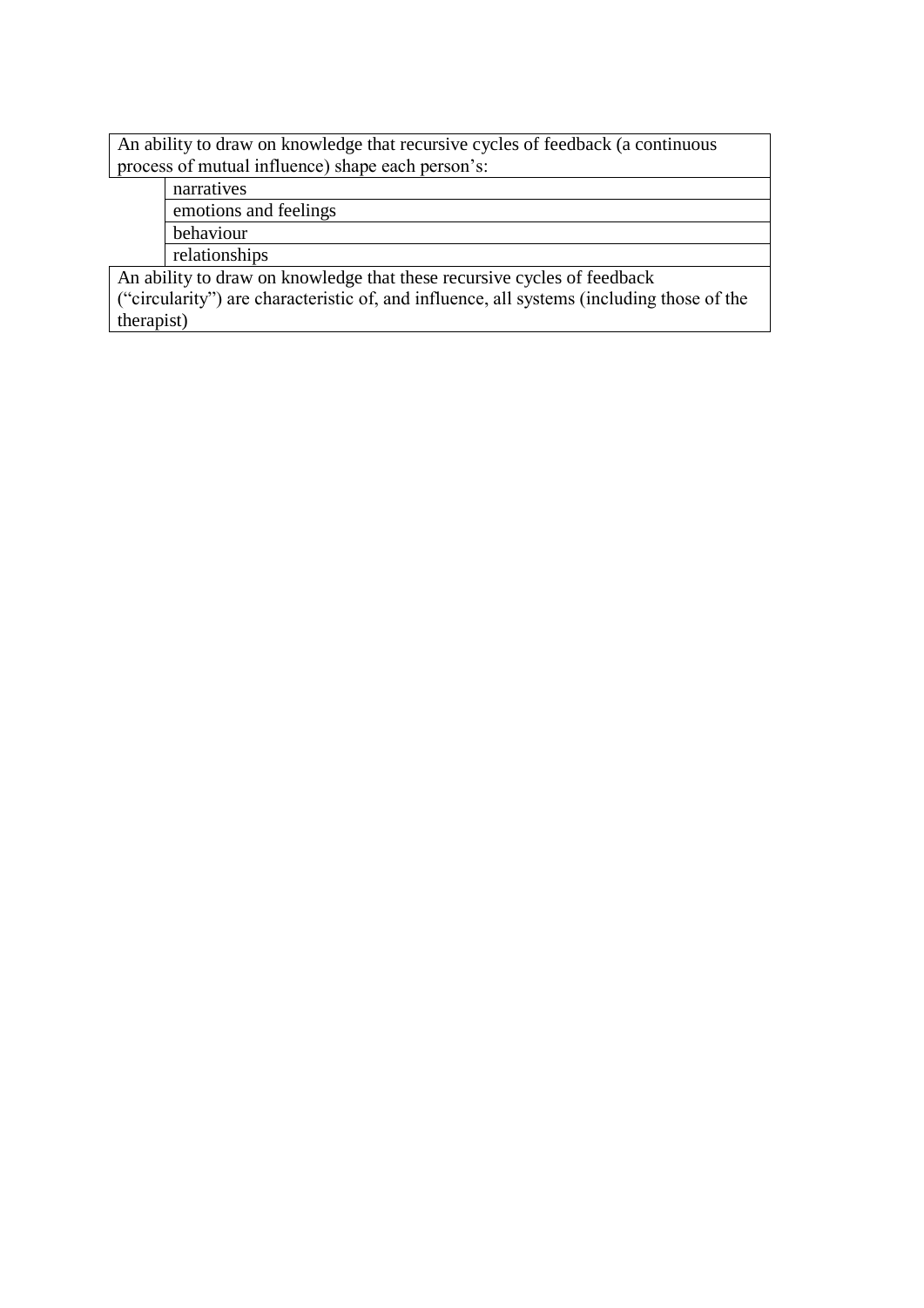| | |
|---|---|
| An ability to draw on knowledge that recursive cycles of feedback (a continuous process of mutual influence) shape each person's: | |
| | narratives |
| | emotions and feelings |
| | behaviour |
| | relationships |
| An ability to draw on knowledge that these recursive cycles of feedback ("circularity") are characteristic of, and influence, all systems (including those of the therapist) | |